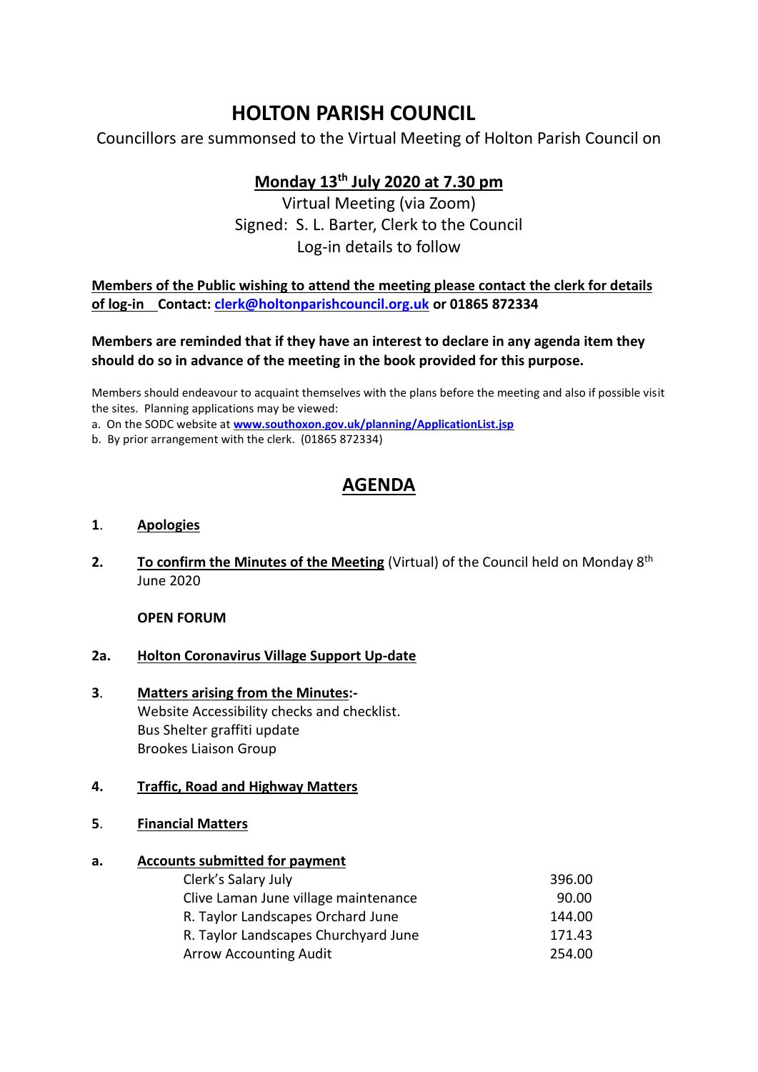# HOLTON PARISH COUNCIL

Councillors are summonsed to the Virtual Meeting of Holton Parish Council on

## Monday 13th July 2020 at 7.30 pm

Virtual Meeting (via Zoom)
Signed: S. L. Barter, Clerk to the Council
Log-in details to follow

**Members of the Public wishing to attend the meeting please contact the clerk for details of log-in Contact: clerk@holtonparishcouncil.org.uk or 01865 872334**

**Members are reminded that if they have an interest to declare in any agenda item they should do so in advance of the meeting in the book provided for this purpose.**

Members should endeavour to acquaint themselves with the plans before the meeting and also if possible visit the sites. Planning applications may be viewed:

a. On the SODC website at **www.southoxon.gov.uk/planning/ApplicationList.jsp**
b. By prior arrangement with the clerk. (01865 872334)

## AGENDA

**1. Apologies**

**2. To confirm the Minutes of the Meeting** (Virtual) of the Council held on Monday 8th June 2020

**OPEN FORUM**

**2a. Holton Coronavirus Village Support Up-date**

**3. Matters arising from the Minutes:-**
Website Accessibility checks and checklist.
Bus Shelter graffiti update
Brookes Liaison Group

**4. Traffic, Road and Highway Matters**

**5. Financial Matters**

**a. Accounts submitted for payment**

| | |
|---|---|
| Clerk's Salary July | 396.00 |
| Clive Laman June village maintenance | 90.00 |
| R. Taylor Landscapes Orchard June | 144.00 |
| R. Taylor Landscapes Churchyard June | 171.43 |
| Arrow Accounting Audit | 254.00 |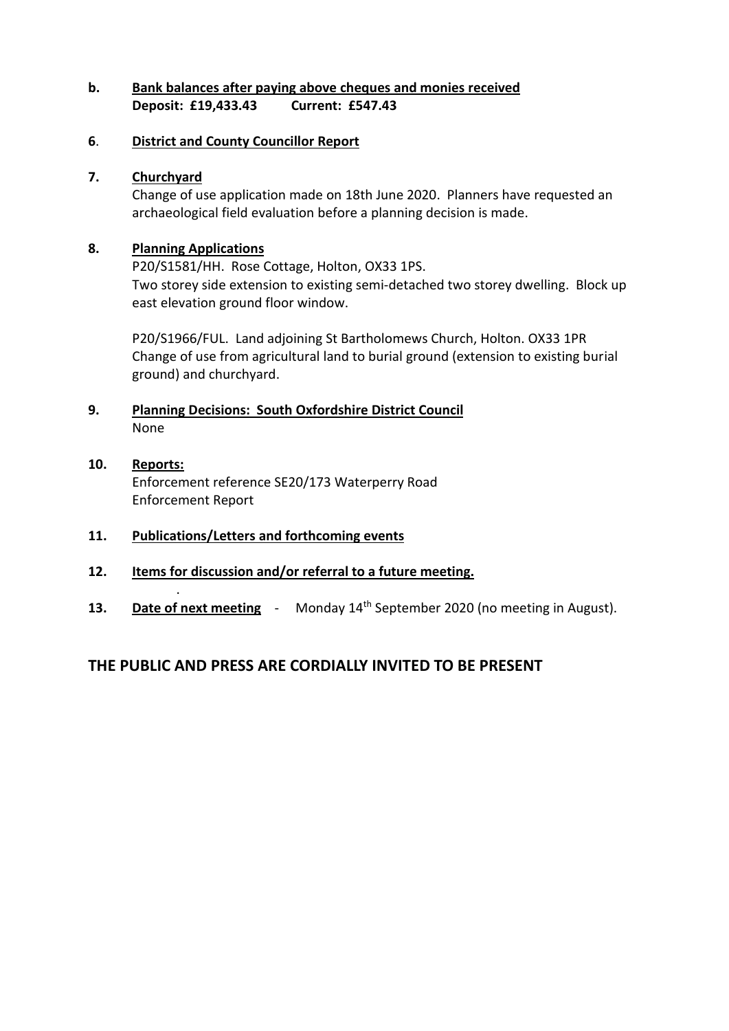**b. Bank balances after paying above cheques and monies received**
**Deposit: £19,433.43 Current: £547.43**

**6. District and County Councillor Report**

**7. Churchyard**

Change of use application made on 18th June 2020. Planners have requested an archaeological field evaluation before a planning decision is made.

**8. Planning Applications**

P20/S1581/HH. Rose Cottage, Holton, OX33 1PS.
Two storey side extension to existing semi-detached two storey dwelling. Block up east elevation ground floor window.

P20/S1966/FUL. Land adjoining St Bartholomews Church, Holton. OX33 1PR
Change of use from agricultural land to burial ground (extension to existing burial ground) and churchyard.

**9. Planning Decisions: South Oxfordshire District Council**

None

**10. Reports:**

Enforcement reference SE20/173 Waterperry Road
Enforcement Report

**11. Publications/Letters and forthcoming events**

**12. Items for discussion and/or referral to a future meeting.**

**13. Date of next meeting** - Monday 14th September 2020 (no meeting in August).

## THE PUBLIC AND PRESS ARE CORDIALLY INVITED TO BE PRESENT